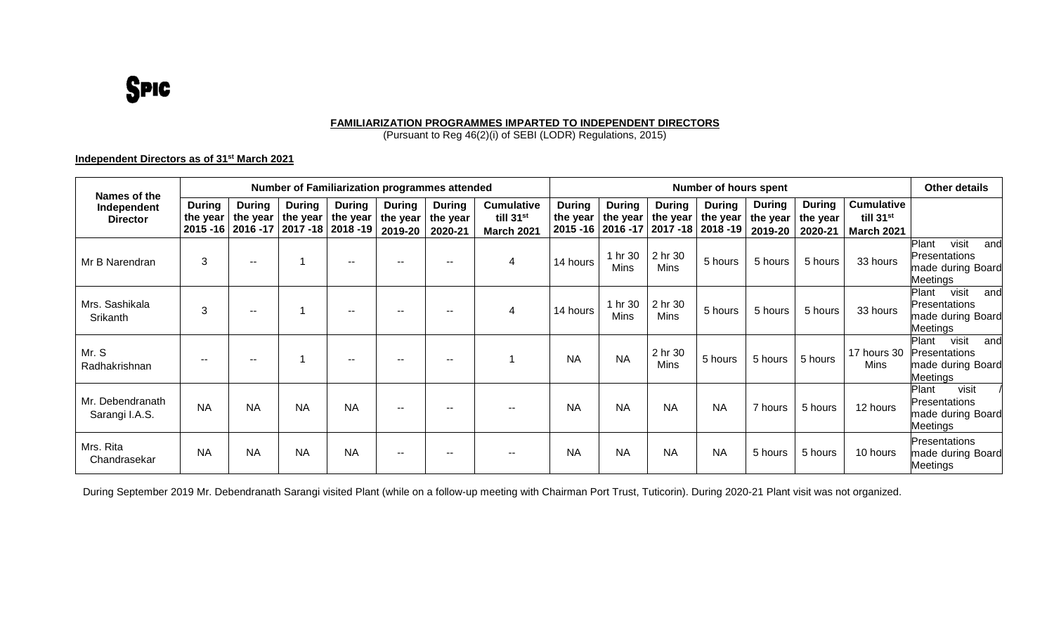SPIC

**FAMILIARIZATION PROGRAMMES IMPARTED TO INDEPENDENT DIRECTORS**
(Pursuant to Reg 46(2)(i) of SEBI (LODR) Regulations, 2015)

**Independent Directors as of 31st March 2021**

| Names of the Independent Director | Number of Familiarization programmes attended | | | | | | | Number of hours spent | | | | | | | Other details |
|---|---|---|---|---|---|---|---|---|---|---|---|---|---|---|---|
| | During the year 2015 -16 | During the year 2016 -17 | During the year 2017 -18 | During the year 2018 -19 | During the year 2019-20 | During the year 2020-21 | Cumulative till 31st March 2021 | During the year 2015 -16 | During the year 2016 -17 | During the year 2017 -18 | During the year 2018 -19 | During the year 2019-20 | During the year 2020-21 | Cumulative till 31st March 2021 | |
| Mr B Narendran | 3 | -- | 1 | -- | -- | -- | 4 | 14 hours | 1 hr 30 Mins | 2 hr 30 Mins | 5 hours | 5 hours | 5 hours | 33 hours | Plant visit and Presentations made during Board Meetings |
| Mrs. Sashikala Srikanth | 3 | -- | 1 | -- | -- | -- | 4 | 14 hours | 1 hr 30 Mins | 2 hr 30 Mins | 5 hours | 5 hours | 5 hours | 33 hours | Plant visit and Presentations made during Board Meetings |
| Mr. S Radhakrishnan | -- | -- | 1 | -- | -- | -- | 1 | NA | NA | 2 hr 30 Mins | 5 hours | 5 hours | 5 hours | 17 hours 30 Mins | Plant visit and Presentations made during Board Meetings |
| Mr. Debendranath Sarangi I.A.S. | NA | NA | NA | NA | -- | -- | -- | NA | NA | NA | NA | 7 hours | 5 hours | 12 hours | Plant visit / Presentations made during Board Meetings |
| Mrs. Rita Chandrasekar | NA | NA | NA | NA | -- | -- | -- | NA | NA | NA | NA | 5 hours | 5 hours | 10 hours | Presentations made during Board Meetings |

During September 2019 Mr. Debendranath Sarangi visited Plant (while on a follow-up meeting with Chairman Port Trust, Tuticorin). During 2020-21 Plant visit was not organized.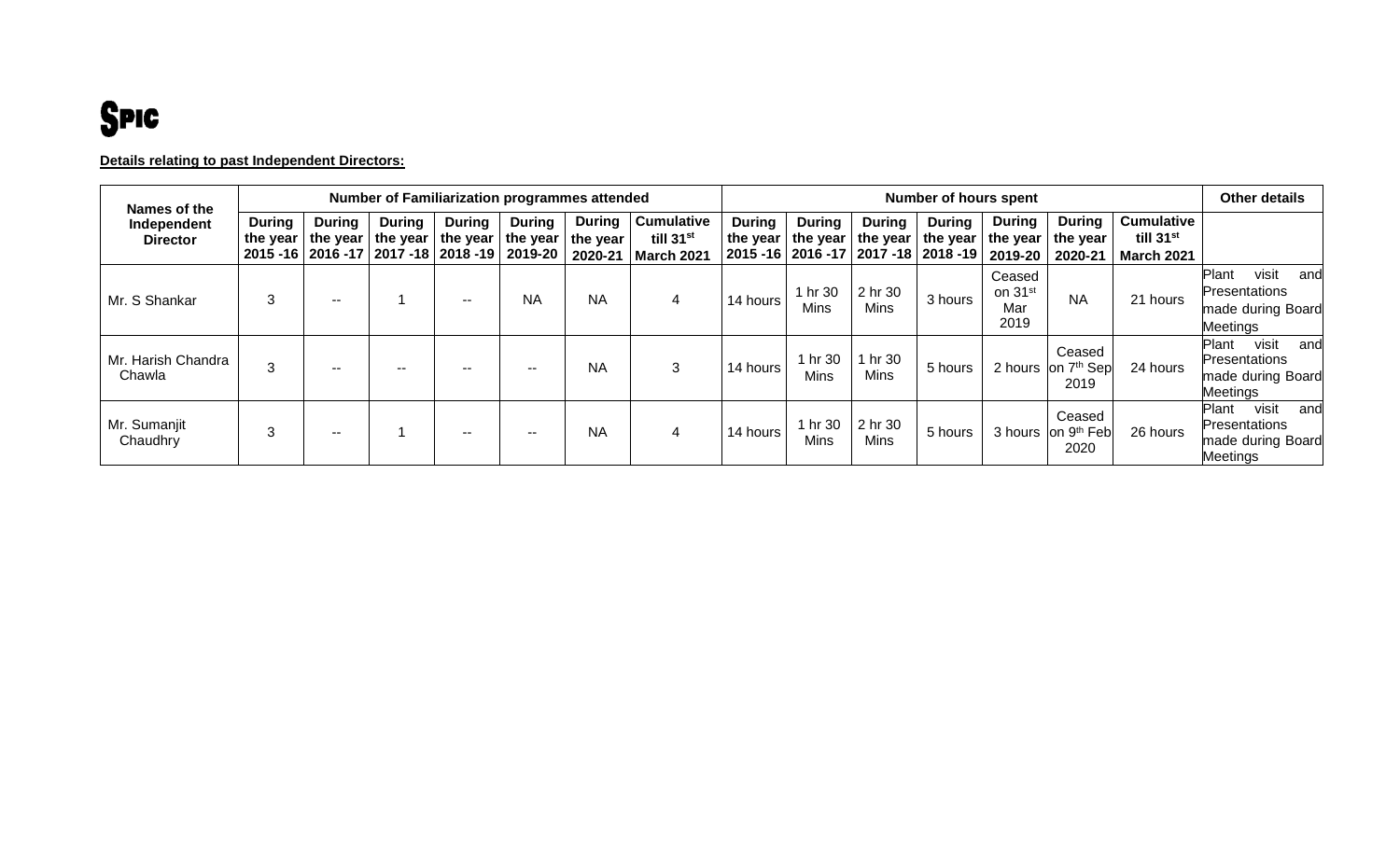SPIC

**Details relating to past Independent Directors:**

| Names of the Independent Director | Number of Familiarization programmes attended | | | | | | | Number of hours spent | | | | | | | Other details |
|---|---|---|---|---|---|---|---|---|---|---|---|---|---|---|---|
| | During the year 2015 -16 | During the year 2016 -17 | During the year 2017 -18 | During the year 2018 -19 | During the year 2019-20 | During the year 2020-21 | Cumulative till 31st March 2021 | During the year 2015 -16 | During the year 2016 -17 | During the year 2017 -18 | During the year 2018 -19 | During the year 2019-20 | During the year 2020-21 | Cumulative till 31st March 2021 | |
| Mr. S Shankar | 3 | -- | 1 | -- | NA | NA | 4 | 14 hours | 1 hr 30 Mins | 2 hr 30 Mins | 3 hours | Ceased on 31st Mar 2019 | NA | 21 hours | Plant visit and Presentations made during Board Meetings |
| Mr. Harish Chandra Chawla | 3 | -- | -- | -- | -- | NA | 3 | 14 hours | 1 hr 30 Mins | 1 hr 30 Mins | 5 hours | 2 hours | Ceased on 7th Sep 2019 | 24 hours | Plant visit and Presentations made during Board Meetings |
| Mr. Sumanjit Chaudhry | 3 | -- | 1 | -- | -- | NA | 4 | 14 hours | 1 hr 30 Mins | 2 hr 30 Mins | 5 hours | 3 hours | Ceased on 9th Feb 2020 | 26 hours | Plant visit and Presentations made during Board Meetings |